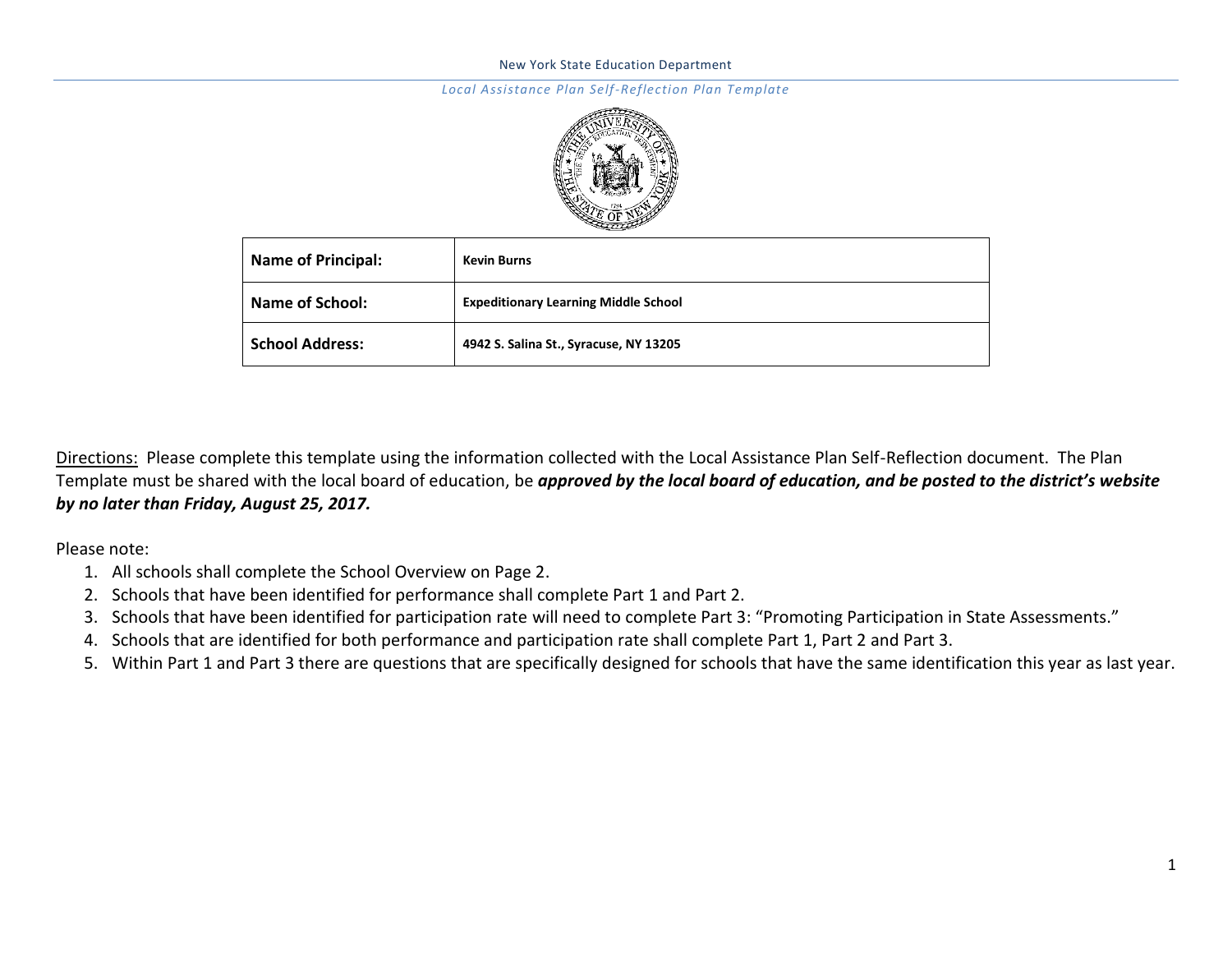New York State Education Department

*Local Assistance Plan Self-Reflection Plan Template*

| **Name of Principal:** | **Kevin Burns** |
|---|---|
| **Name of School:** | **Expeditionary Learning Middle School** |
| **School Address:** | **4942 S. Salina St., Syracuse, NY 13205** |

Directions: Please complete this template using the information collected with the Local Assistance Plan Self-Reflection document. The Plan Template must be shared with the local board of education, be ***approved by the local board of education, and be posted to the district's website by no later than Friday, August 25, 2017.***

Please note:

1. All schools shall complete the School Overview on Page 2.
2. Schools that have been identified for performance shall complete Part 1 and Part 2.
3. Schools that have been identified for participation rate will need to complete Part 3: "Promoting Participation in State Assessments."
4. Schools that are identified for both performance and participation rate shall complete Part 1, Part 2 and Part 3.
5. Within Part 1 and Part 3 there are questions that are specifically designed for schools that have the same identification this year as last year.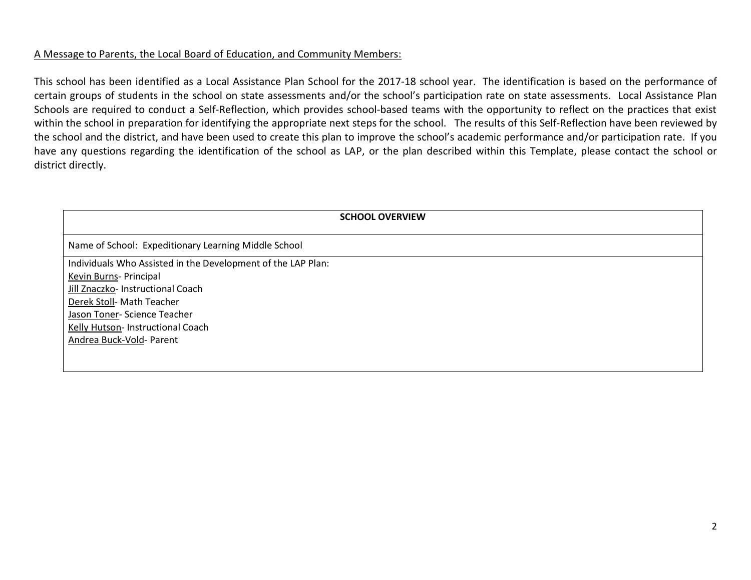A Message to Parents, the Local Board of Education, and Community Members:

This school has been identified as a Local Assistance Plan School for the 2017-18 school year. The identification is based on the performance of certain groups of students in the school on state assessments and/or the school's participation rate on state assessments. Local Assistance Plan Schools are required to conduct a Self-Reflection, which provides school-based teams with the opportunity to reflect on the practices that exist within the school in preparation for identifying the appropriate next steps for the school. The results of this Self-Reflection have been reviewed by the school and the district, and have been used to create this plan to improve the school's academic performance and/or participation rate. If you have any questions regarding the identification of the school as LAP, or the plan described within this Template, please contact the school or district directly.

| **SCHOOL OVERVIEW** |
|---|
| Name of School: Expeditionary Learning Middle School |
| Individuals Who Assisted in the Development of the LAP Plan:<br>Kevin Burns- Principal<br>Jill Znaczko- Instructional Coach<br>Derek Stoll- Math Teacher<br>Jason Toner- Science Teacher<br>Kelly Hutson- Instructional Coach<br>Andrea Buck-Vold- Parent |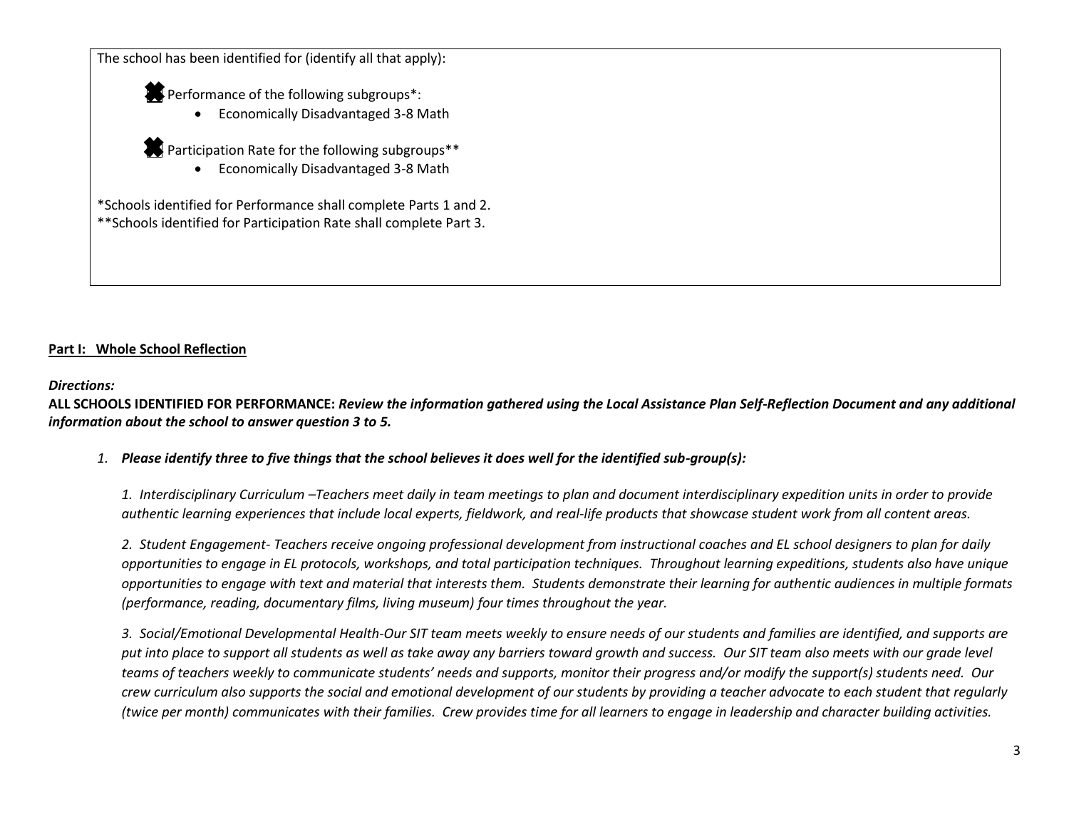The school has been identified for (identify all that apply):

☒ Performance of the following subgroups*:

- Economically Disadvantaged 3-8 Math

☒ Participation Rate for the following subgroups**

- Economically Disadvantaged 3-8 Math

*Schools identified for Performance shall complete Parts 1 and 2.
**Schools identified for Participation Rate shall complete Part 3.

**Part I: Whole School Reflection**

***Directions:***

**ALL SCHOOLS IDENTIFIED FOR PERFORMANCE:** ***Review the information gathered using the Local Assistance Plan Self-Reflection Document and any additional information about the school to answer question 3 to 5.***

1. ***Please identify three to five things that the school believes it does well for the identified sub-group(s):***

   *1. Interdisciplinary Curriculum –Teachers meet daily in team meetings to plan and document interdisciplinary expedition units in order to provide authentic learning experiences that include local experts, fieldwork, and real-life products that showcase student work from all content areas.*

   *2. Student Engagement- Teachers receive ongoing professional development from instructional coaches and EL school designers to plan for daily opportunities to engage in EL protocols, workshops, and total participation techniques. Throughout learning expeditions, students also have unique opportunities to engage with text and material that interests them. Students demonstrate their learning for authentic audiences in multiple formats (performance, reading, documentary films, living museum) four times throughout the year.*

   *3. Social/Emotional Developmental Health-Our SIT team meets weekly to ensure needs of our students and families are identified, and supports are put into place to support all students as well as take away any barriers toward growth and success. Our SIT team also meets with our grade level teams of teachers weekly to communicate students' needs and supports, monitor their progress and/or modify the support(s) students need. Our crew curriculum also supports the social and emotional development of our students by providing a teacher advocate to each student that regularly (twice per month) communicates with their families. Crew provides time for all learners to engage in leadership and character building activities.*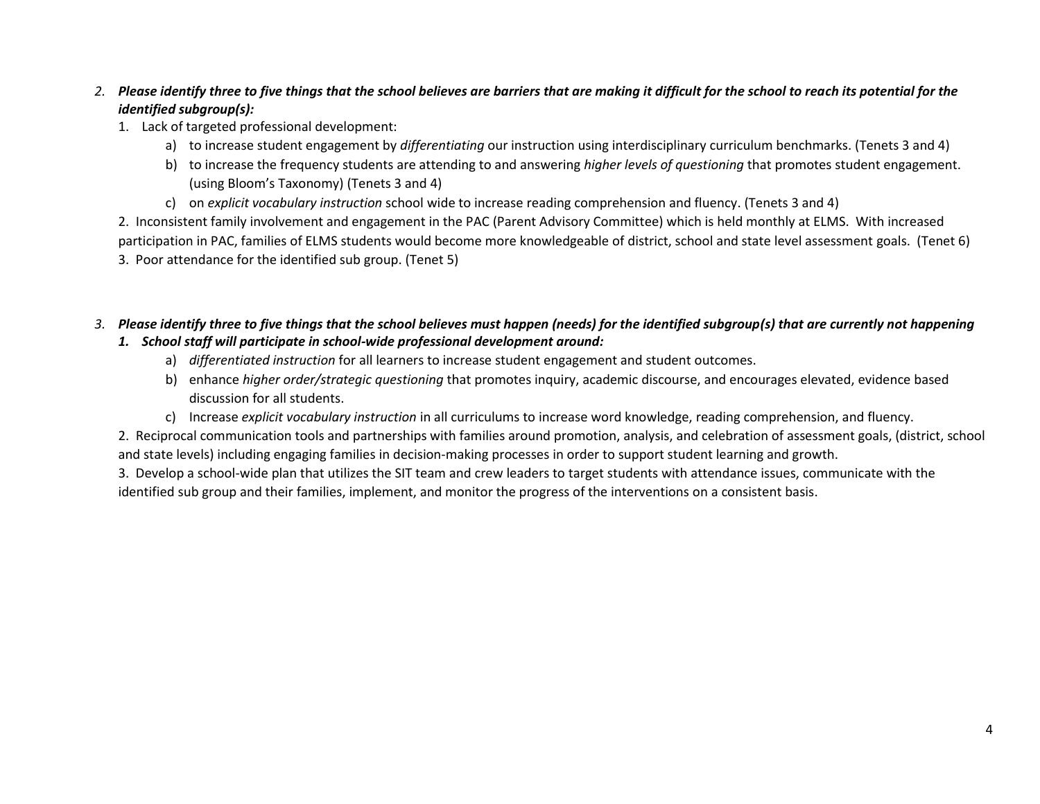2. ***Please identify three to five things that the school believes are barriers that are making it difficult for the school to reach its potential for the identified subgroup(s):***

   1. Lack of targeted professional development:
      a) to increase student engagement by *differentiating* our instruction using interdisciplinary curriculum benchmarks. (Tenets 3 and 4)
      b) to increase the frequency students are attending to and answering *higher levels of questioning* that promotes student engagement. (using Bloom's Taxonomy) (Tenets 3 and 4)
      c) on *explicit vocabulary instruction* school wide to increase reading comprehension and fluency. (Tenets 3 and 4)

   2. Inconsistent family involvement and engagement in the PAC (Parent Advisory Committee) which is held monthly at ELMS. With increased participation in PAC, families of ELMS students would become more knowledgeable of district, school and state level assessment goals. (Tenet 6)

   3. Poor attendance for the identified sub group. (Tenet 5)

3. ***Please identify three to five things that the school believes must happen (needs) for the identified subgroup(s) that are currently not happening***

   1. ***School staff will participate in school-wide professional development around:***
      a) *differentiated instruction* for all learners to increase student engagement and student outcomes.
      b) enhance *higher order/strategic questioning* that promotes inquiry, academic discourse, and encourages elevated, evidence based discussion for all students.
      c) Increase *explicit vocabulary instruction* in all curriculums to increase word knowledge, reading comprehension, and fluency.

   2. Reciprocal communication tools and partnerships with families around promotion, analysis, and celebration of assessment goals, (district, school and state levels) including engaging families in decision-making processes in order to support student learning and growth.

   3. Develop a school-wide plan that utilizes the SIT team and crew leaders to target students with attendance issues, communicate with the identified sub group and their families, implement, and monitor the progress of the interventions on a consistent basis.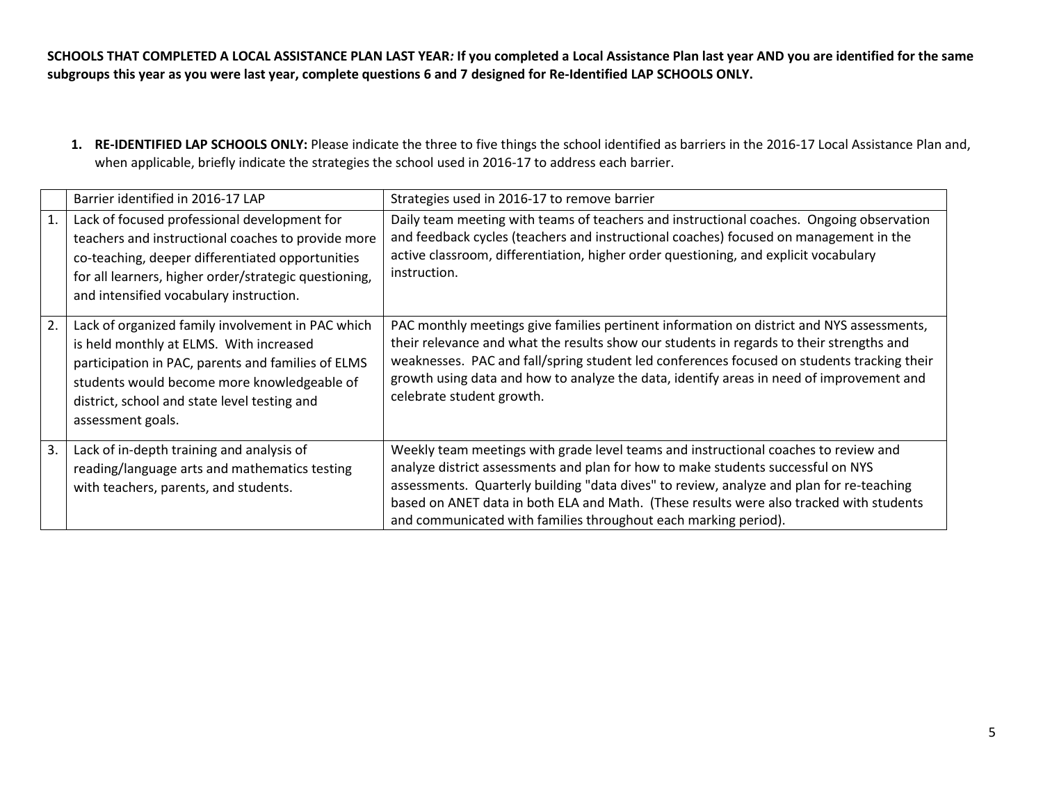**SCHOOLS THAT COMPLETED A LOCAL ASSISTANCE PLAN LAST YEAR*:* If you completed a Local Assistance Plan last year AND you are identified for the same subgroups this year as you were last year, complete questions 6 and 7 designed for Re-Identified LAP SCHOOLS ONLY.**

1. **RE-IDENTIFIED LAP SCHOOLS ONLY:** Please indicate the three to five things the school identified as barriers in the 2016-17 Local Assistance Plan and, when applicable, briefly indicate the strategies the school used in 2016-17 to address each barrier.

| | Barrier identified in 2016-17 LAP | Strategies used in 2016-17 to remove barrier |
|---|---|---|
| 1. | Lack of focused professional development for teachers and instructional coaches to provide more co-teaching, deeper differentiated opportunities for all learners, higher order/strategic questioning, and intensified vocabulary instruction. | Daily team meeting with teams of teachers and instructional coaches. Ongoing observation and feedback cycles (teachers and instructional coaches) focused on management in the active classroom, differentiation, higher order questioning, and explicit vocabulary instruction. |
| 2. | Lack of organized family involvement in PAC which is held monthly at ELMS. With increased participation in PAC, parents and families of ELMS students would become more knowledgeable of district, school and state level testing and assessment goals. | PAC monthly meetings give families pertinent information on district and NYS assessments, their relevance and what the results show our students in regards to their strengths and weaknesses. PAC and fall/spring student led conferences focused on students tracking their growth using data and how to analyze the data, identify areas in need of improvement and celebrate student growth. |
| 3. | Lack of in-depth training and analysis of reading/language arts and mathematics testing with teachers, parents, and students. | Weekly team meetings with grade level teams and instructional coaches to review and analyze district assessments and plan for how to make students successful on NYS assessments. Quarterly building "data dives" to review, analyze and plan for re-teaching based on ANET data in both ELA and Math. (These results were also tracked with students and communicated with families throughout each marking period). |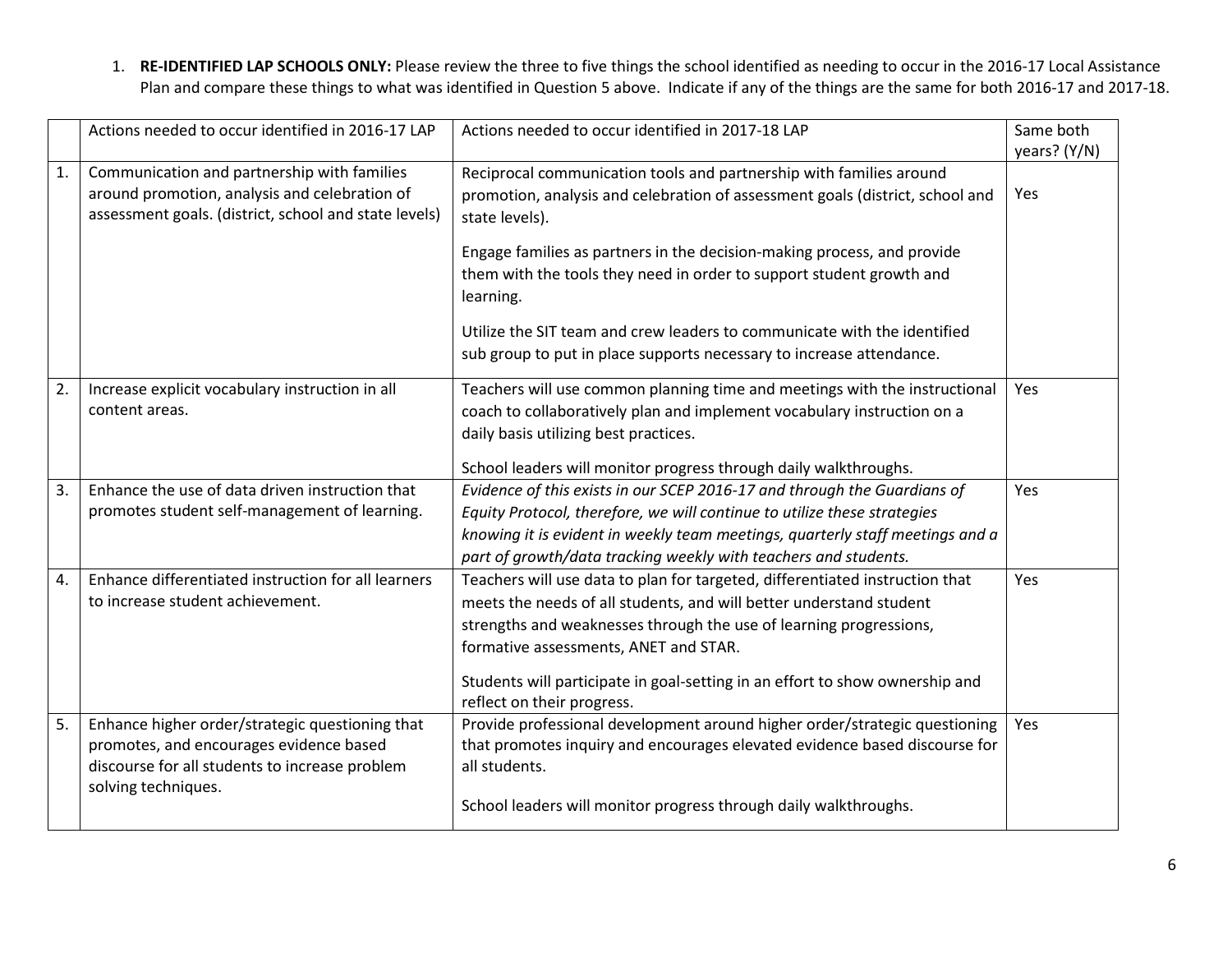1. **RE-IDENTIFIED LAP SCHOOLS ONLY:** Please review the three to five things the school identified as needing to occur in the 2016-17 Local Assistance Plan and compare these things to what was identified in Question 5 above. Indicate if any of the things are the same for both 2016-17 and 2017-18.

| | Actions needed to occur identified in 2016-17 LAP | Actions needed to occur identified in 2017-18 LAP | Same both years? (Y/N) |
|---|---|---|---|
| 1. | Communication and partnership with families around promotion, analysis and celebration of assessment goals. (district, school and state levels) | Reciprocal communication tools and partnership with families around promotion, analysis and celebration of assessment goals (district, school and state levels).<br><br>Engage families as partners in the decision-making process, and provide them with the tools they need in order to support student growth and learning.<br><br>Utilize the SIT team and crew leaders to communicate with the identified sub group to put in place supports necessary to increase attendance. | Yes |
| 2. | Increase explicit vocabulary instruction in all content areas. | Teachers will use common planning time and meetings with the instructional coach to collaboratively plan and implement vocabulary instruction on a daily basis utilizing best practices.<br><br>School leaders will monitor progress through daily walkthroughs. | Yes |
| 3. | Enhance the use of data driven instruction that promotes student self-management of learning. | *Evidence of this exists in our SCEP 2016-17 and through the Guardians of Equity Protocol, therefore, we will continue to utilize these strategies knowing it is evident in weekly team meetings, quarterly staff meetings and a part of growth/data tracking weekly with teachers and students.* | Yes |
| 4. | Enhance differentiated instruction for all learners to increase student achievement. | Teachers will use data to plan for targeted, differentiated instruction that meets the needs of all students, and will better understand student strengths and weaknesses through the use of learning progressions, formative assessments, ANET and STAR.<br><br>Students will participate in goal-setting in an effort to show ownership and reflect on their progress. | Yes |
| 5. | Enhance higher order/strategic questioning that promotes, and encourages evidence based discourse for all students to increase problem solving techniques. | Provide professional development around higher order/strategic questioning that promotes inquiry and encourages elevated evidence based discourse for all students.<br><br>School leaders will monitor progress through daily walkthroughs. | Yes |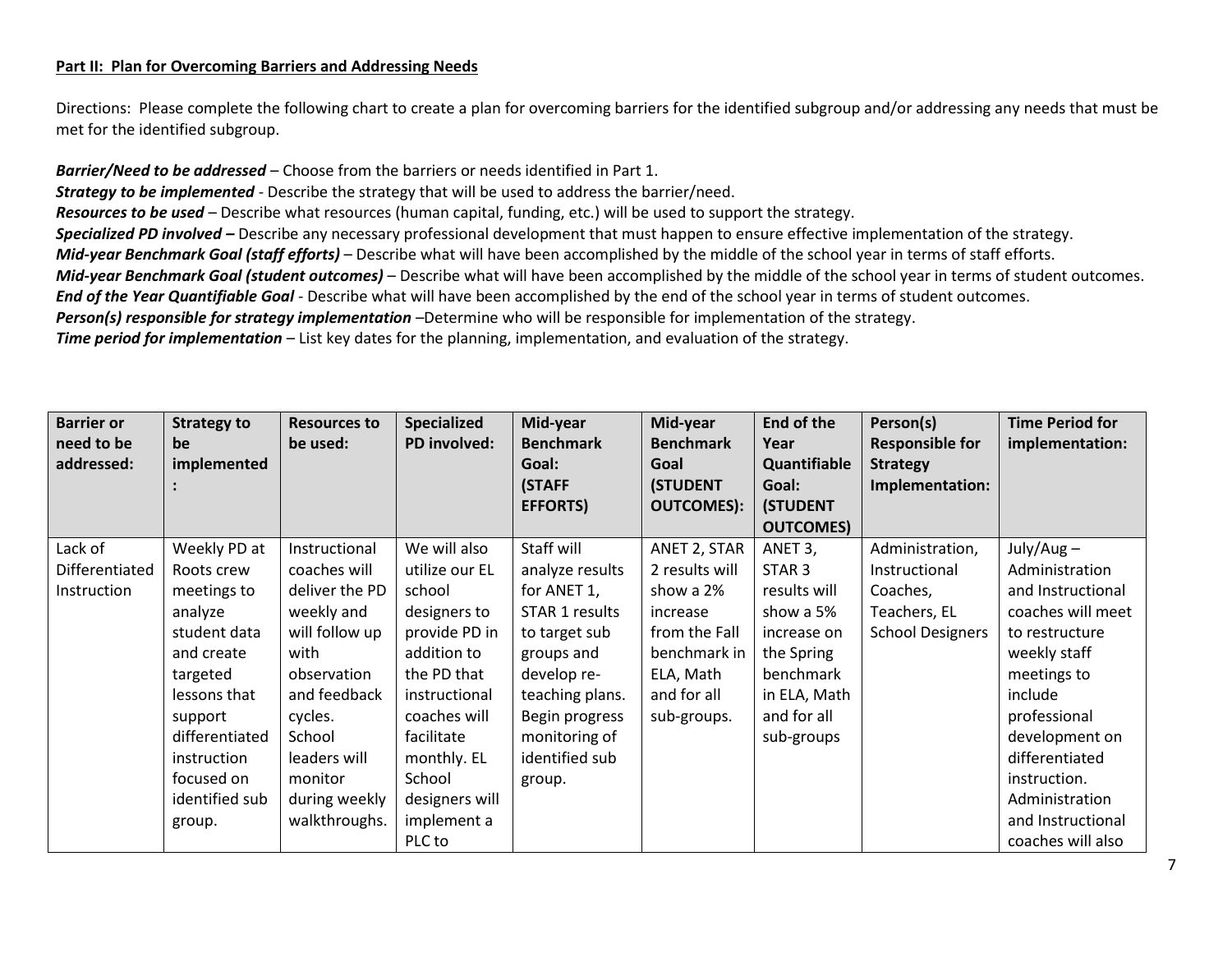**Part II: Plan for Overcoming Barriers and Addressing Needs**

Directions: Please complete the following chart to create a plan for overcoming barriers for the identified subgroup and/or addressing any needs that must be met for the identified subgroup.

***Barrier/Need to be addressed*** – Choose from the barriers or needs identified in Part 1.
***Strategy to be implemented*** - Describe the strategy that will be used to address the barrier/need.
***Resources to be used*** – Describe what resources (human capital, funding, etc.) will be used to support the strategy.
***Specialized PD involved –*** Describe any necessary professional development that must happen to ensure effective implementation of the strategy.
***Mid-year Benchmark Goal (staff efforts)*** – Describe what will have been accomplished by the middle of the school year in terms of staff efforts.
***Mid-year Benchmark Goal (student outcomes)*** – Describe what will have been accomplished by the middle of the school year in terms of student outcomes.
***End of the Year Quantifiable Goal*** - Describe what will have been accomplished by the end of the school year in terms of student outcomes.
***Person(s) responsible for strategy implementation*** –Determine who will be responsible for implementation of the strategy.
***Time period for implementation*** – List key dates for the planning, implementation, and evaluation of the strategy.

| Barrier or need to be addressed: | Strategy to be implemented: | Resources to be used: | Specialized PD involved: | Mid-year Benchmark Goal: (STAFF EFFORTS) | Mid-year Benchmark Goal (STUDENT OUTCOMES): | End of the Year Quantifiable Goal: (STUDENT OUTCOMES) | Person(s) Responsible for Strategy Implementation: | Time Period for implementation: |
|---|---|---|---|---|---|---|---|---|
| Lack of Differentiated Instruction | Weekly PD at Roots crew meetings to analyze student data and create targeted lessons that support differentiated instruction focused on identified sub group. | Instructional coaches will deliver the PD weekly and will follow up with observation and feedback cycles. School leaders will monitor during weekly walkthroughs. | We will also utilize our EL school designers to provide PD in addition to the PD that instructional coaches will facilitate monthly. EL School designers will implement a PLC to | Staff will analyze results for ANET 1, STAR 1 results to target sub groups and develop re-teaching plans. Begin progress monitoring of identified sub group. | ANET 2, STAR 2 results will show a 2% increase from the Fall benchmark in ELA, Math and for all sub-groups. | ANET 3, STAR 3 results will show a 5% increase on the Spring benchmark in ELA, Math and for all sub-groups | Administration, Instructional Coaches, Teachers, EL School Designers | July/Aug – Administration and Instructional coaches will meet to restructure weekly staff meetings to include professional development on differentiated instruction. Administration and Instructional coaches will also |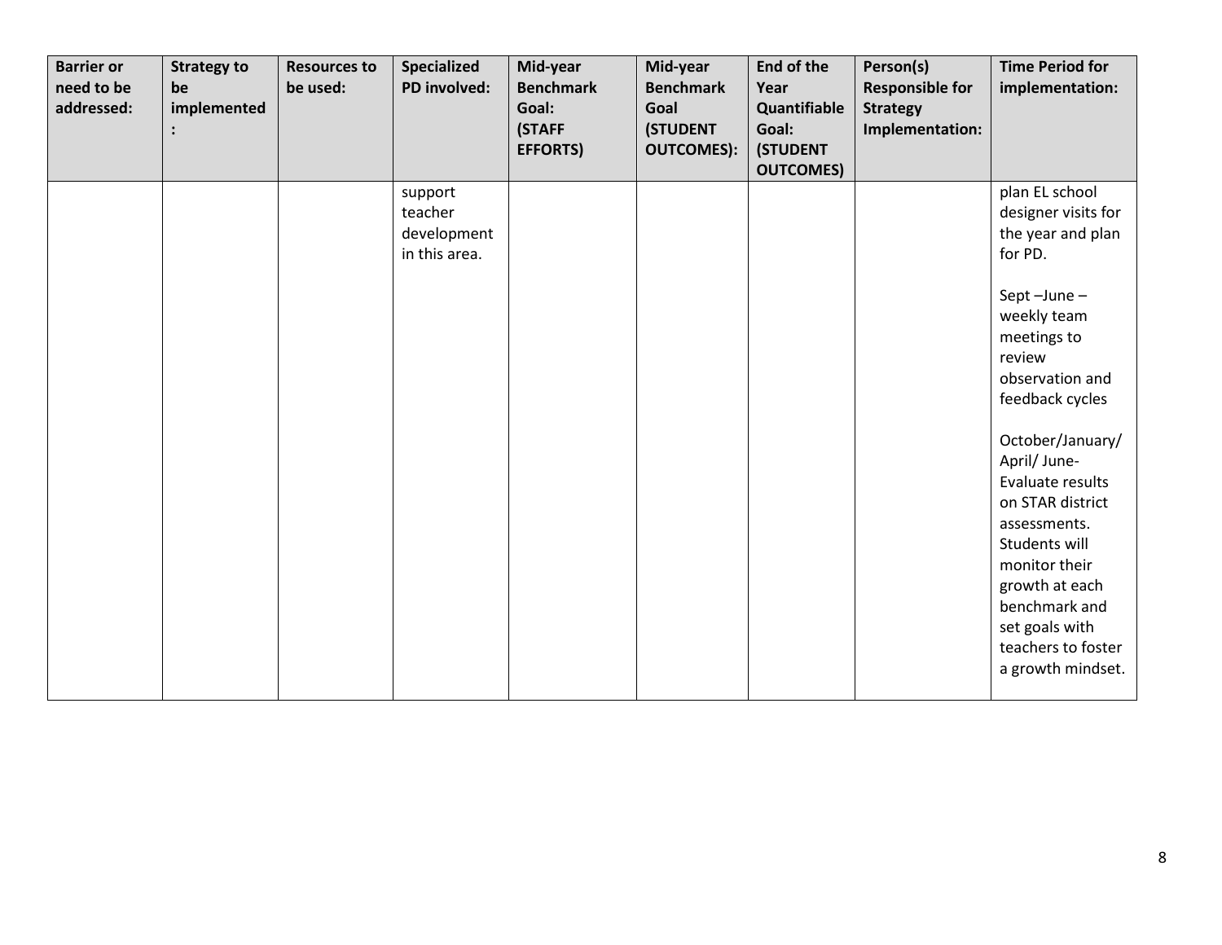| Barrier or need to be addressed: | Strategy to be implemented: | Resources to be used: | Specialized PD involved: | Mid-year Benchmark Goal: (STAFF EFFORTS) | Mid-year Benchmark Goal (STUDENT OUTCOMES): | End of the Year Quantifiable Goal: (STUDENT OUTCOMES) | Person(s) Responsible for Strategy Implementation: | Time Period for implementation: |
|---|---|---|---|---|---|---|---|---|
| | | | support teacher development in this area. | | | | | plan EL school designer visits for the year and plan for PD.<br><br>Sept –June – weekly team meetings to review observation and feedback cycles<br><br>October/January/ April/ June- Evaluate results on STAR district assessments. Students will monitor their growth at each benchmark and set goals with teachers to foster a growth mindset. |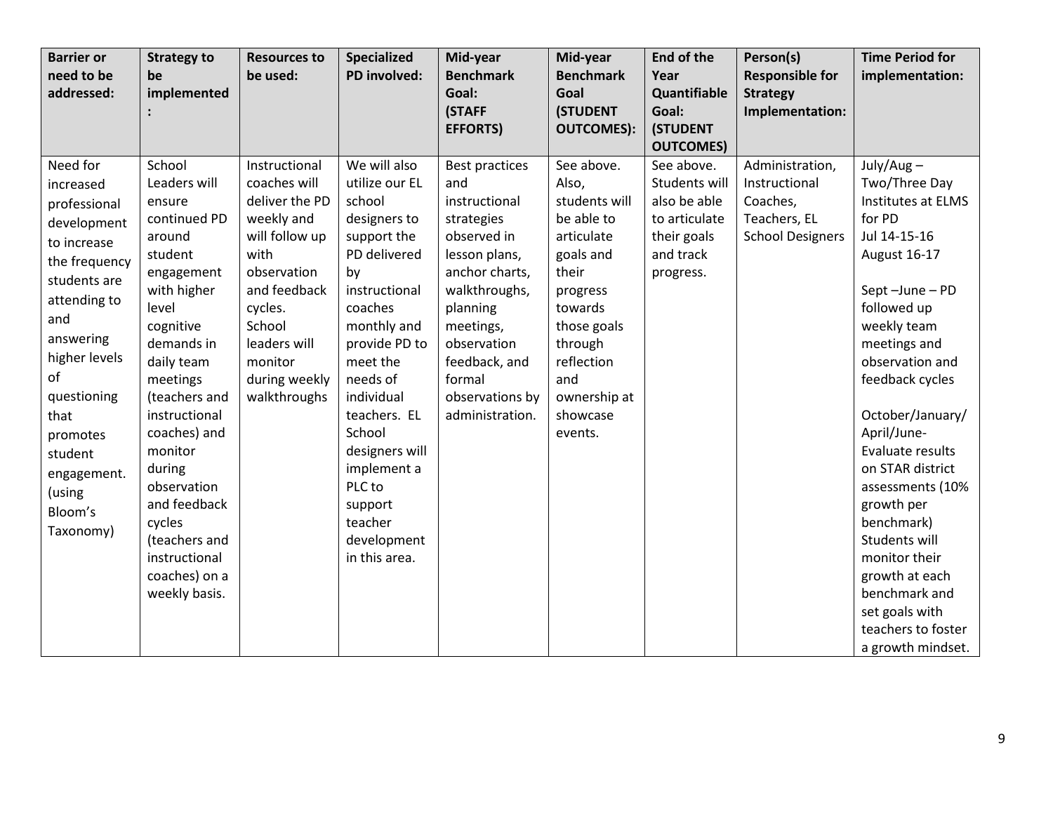| Barrier or need to be addressed: | Strategy to be implemented: | Resources to be used: | Specialized PD involved: | Mid-year Benchmark Goal: (STAFF EFFORTS) | Mid-year Benchmark Goal (STUDENT OUTCOMES): | End of the Year Quantifiable Goal: (STUDENT OUTCOMES) | Person(s) Responsible for Strategy Implementation: | Time Period for implementation: |
|---|---|---|---|---|---|---|---|---|
| Need for increased professional development to increase the frequency students are attending to and answering higher levels of questioning that promotes student engagement. (using Bloom's Taxonomy) | School Leaders will ensure continued PD around student engagement with higher level cognitive demands in daily team meetings (teachers and instructional coaches) and monitor during observation and feedback cycles (teachers and instructional coaches) on a weekly basis. | Instructional coaches will deliver the PD weekly and will follow up with observation and feedback cycles. School leaders will monitor during weekly walkthroughs | We will also utilize our EL school designers to support the PD delivered by instructional coaches monthly and provide PD to meet the needs of individual teachers. EL School designers will implement a PLC to support teacher development in this area. | Best practices and instructional strategies observed in lesson plans, anchor charts, walkthroughs, planning meetings, observation feedback, and formal observations by administration. | See above. Also, students will be able to articulate goals and their progress towards those goals through reflection and ownership at showcase events. | See above. Students will also be able to articulate their goals and track progress. | Administration, Instructional Coaches, Teachers, EL School Designers | July/Aug – Two/Three Day Institutes at ELMS for PD Jul 14-15-16 August 16-17<br><br>Sept –June – PD followed up weekly team meetings and observation and feedback cycles<br><br>October/January/ April/June- Evaluate results on STAR district assessments (10% growth per benchmark) Students will monitor their growth at each benchmark and set goals with teachers to foster a growth mindset. |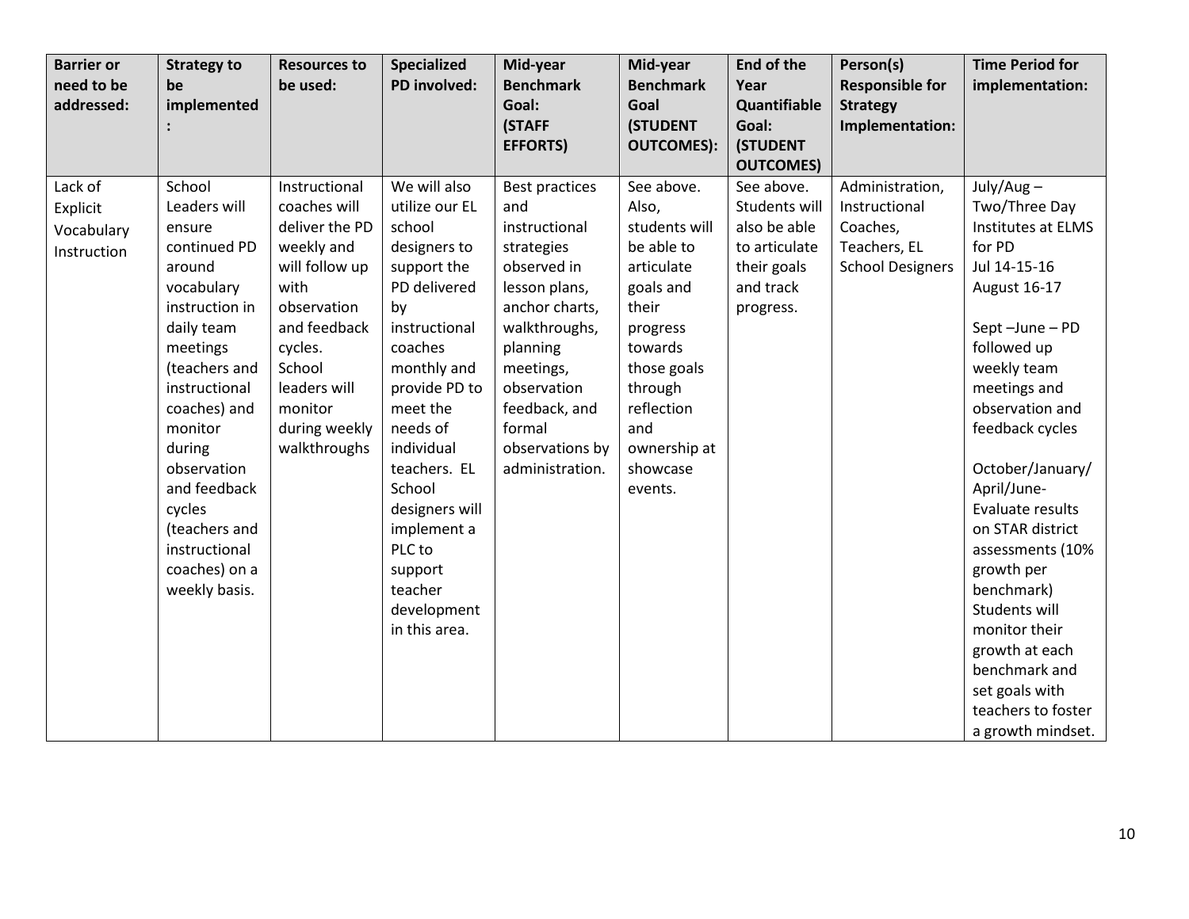| Barrier or need to be addressed: | Strategy to be implemented: | Resources to be used: | Specialized PD involved: | Mid-year Benchmark Goal: (STAFF EFFORTS) | Mid-year Benchmark Goal (STUDENT OUTCOMES): | End of the Year Quantifiable Goal: (STUDENT OUTCOMES) | Person(s) Responsible for Strategy Implementation: | Time Period for implementation: |
|---|---|---|---|---|---|---|---|---|
| Lack of Explicit Vocabulary Instruction | School Leaders will ensure continued PD around vocabulary instruction in daily team meetings (teachers and instructional coaches) and monitor during observation and feedback cycles (teachers and instructional coaches) on a weekly basis. | Instructional coaches will deliver the PD weekly and will follow up with observation and feedback cycles. School leaders will monitor during weekly walkthroughs | We will also utilize our EL school designers to support the PD delivered by instructional coaches monthly and provide PD to meet the needs of individual teachers. EL School designers will implement a PLC to support teacher development in this area. | Best practices and instructional strategies observed in lesson plans, anchor charts, walkthroughs, planning meetings, observation feedback, and formal observations by administration. | See above. Also, students will be able to articulate goals and their progress towards those goals through reflection and ownership at showcase events. | See above. Students will also be able to articulate their goals and track progress. | Administration, Instructional Coaches, Teachers, EL School Designers | July/Aug – Two/Three Day Institutes at ELMS for PD Jul 14-15-16 August 16-17<br><br>Sept –June – PD followed up weekly team meetings and observation and feedback cycles<br><br>October/January/ April/June- Evaluate results on STAR district assessments (10% growth per benchmark) Students will monitor their growth at each benchmark and set goals with teachers to foster a growth mindset. |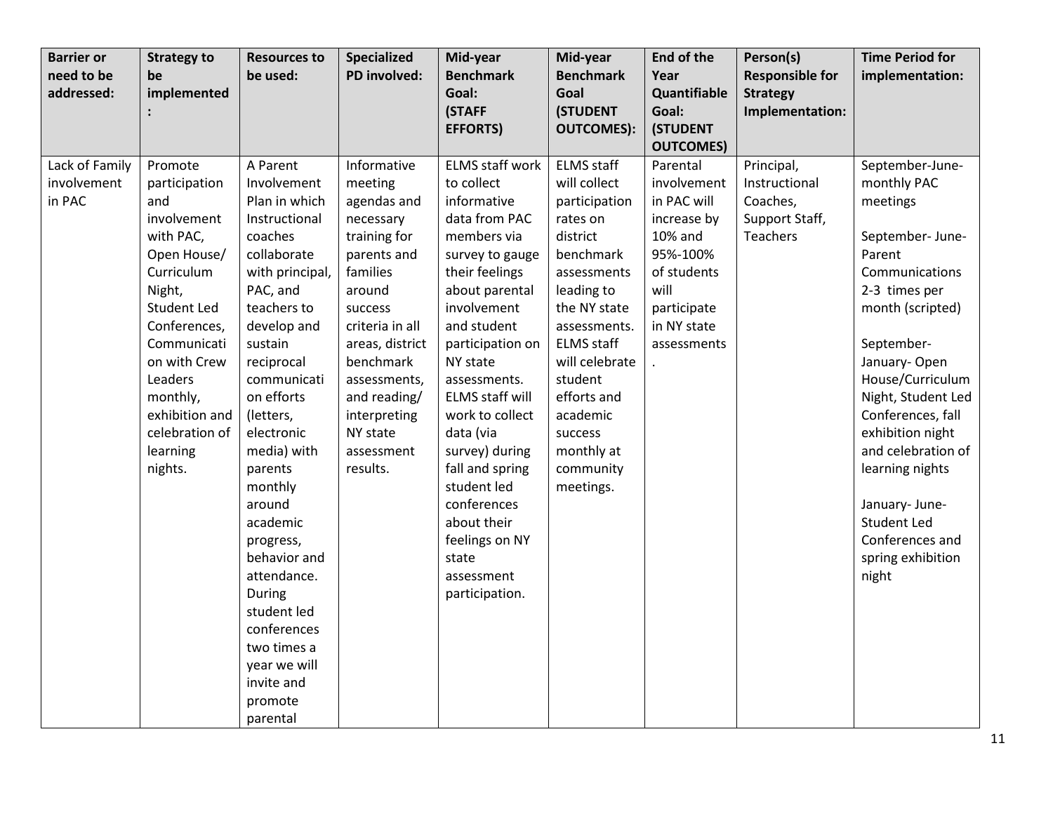| Barrier or need to be addressed: | Strategy to be implemented: | Resources to be used: | Specialized PD involved: | Mid-year Benchmark Goal: (STAFF EFFORTS) | Mid-year Benchmark Goal (STUDENT OUTCOMES): | End of the Year Quantifiable Goal: (STUDENT OUTCOMES) | Person(s) Responsible for Strategy Implementation: | Time Period for implementation: |
|---|---|---|---|---|---|---|---|---|
| Lack of Family involvement in PAC | Promote participation and involvement with PAC, Open House/ Curriculum Night, Student Led Conferences, Communication with Crew Leaders monthly, exhibition and celebration of learning nights. | A Parent Involvement Plan in which Instructional coaches collaborate with principal, PAC, and teachers to develop and sustain reciprocal communication efforts (letters, electronic media) with parents monthly around academic progress, behavior and attendance. During student led conferences two times a year we will invite and promote parental | Informative meeting agendas and necessary training for parents and families around success criteria in all areas, district benchmark assessments, and reading/ interpreting NY state assessment results. | ELMS staff work to collect informative data from PAC members via survey to gauge their feelings about parental involvement and student participation on NY state assessments. ELMS staff will work to collect data (via survey) during fall and spring student led conferences about their feelings on NY state assessment participation. | ELMS staff will collect participation rates on district benchmark assessments leading to the NY state assessments. ELMS staff will celebrate student efforts and academic success monthly at community meetings. | Parental involvement in PAC will increase by 10% and 95%-100% of students will participate in NY state assessments. | Principal, Instructional Coaches, Support Staff, Teachers | September-June- monthly PAC meetings<br><br>September- June- Parent Communications 2-3 times per month (scripted)<br><br>September- January- Open House/Curriculum Night, Student Led Conferences, fall exhibition night and celebration of learning nights<br><br>January- June- Student Led Conferences and spring exhibition night |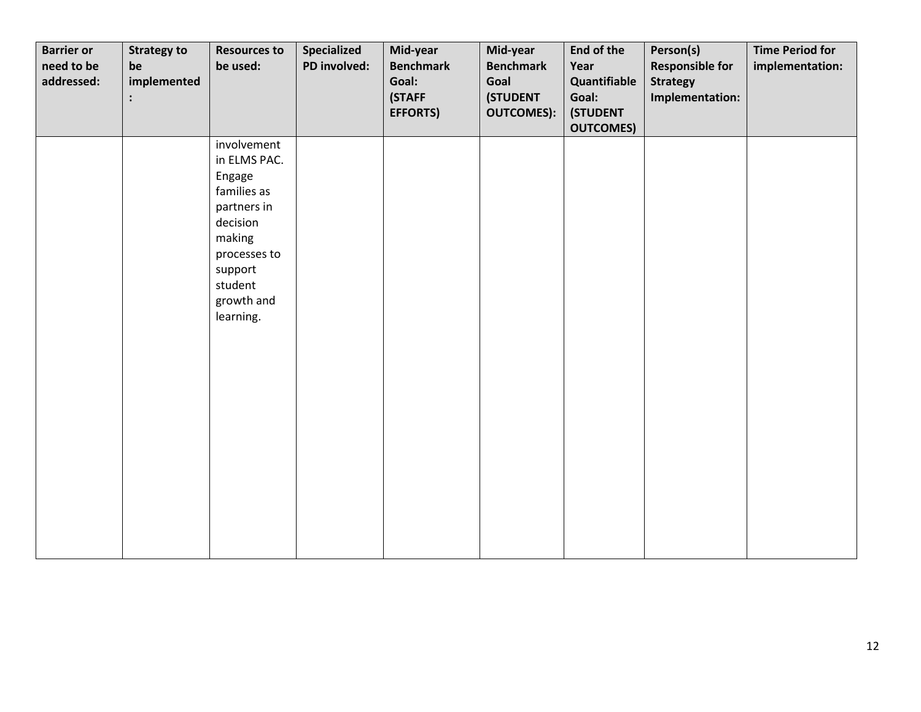| Barrier or need to be addressed: | Strategy to be implemented: | Resources to be used: | Specialized PD involved: | Mid-year Benchmark Goal: (STAFF EFFORTS) | Mid-year Benchmark Goal (STUDENT OUTCOMES): | End of the Year Quantifiable Goal: (STUDENT OUTCOMES) | Person(s) Responsible for Strategy Implementation: | Time Period for implementation: |
|---|---|---|---|---|---|---|---|---|
| | | involvement in ELMS PAC. Engage families as partners in decision making processes to support student growth and learning. | | | | | | |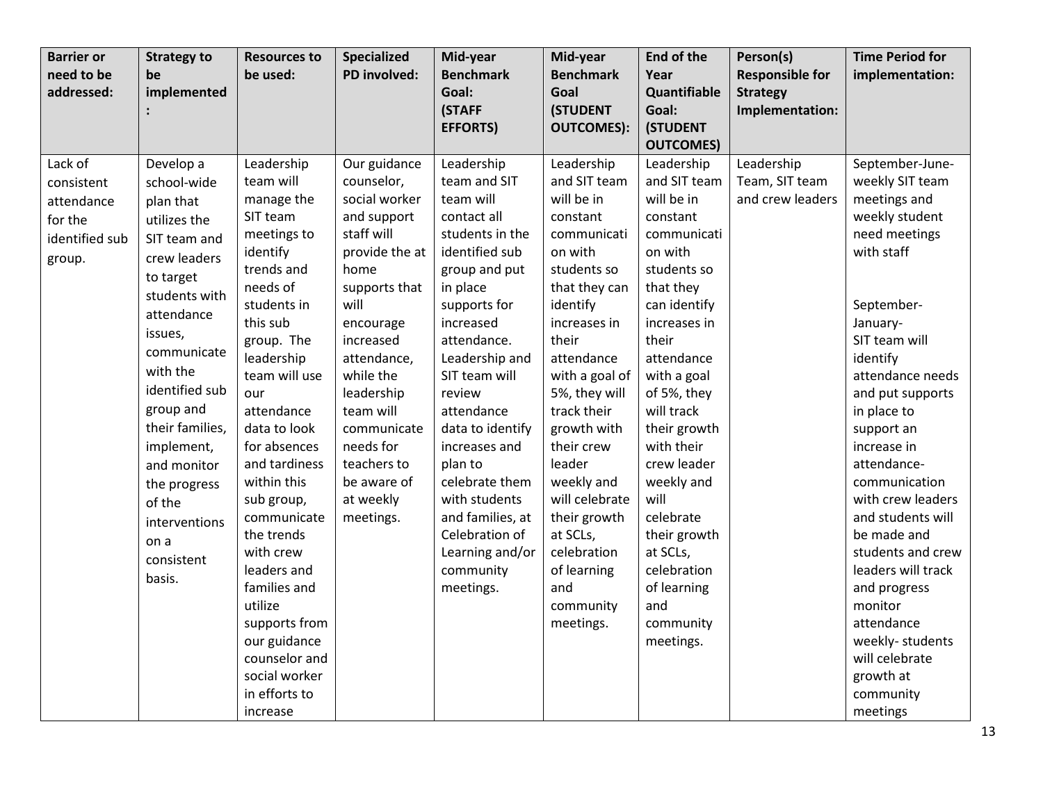| Barrier or need to be addressed: | Strategy to be implemented: | Resources to be used: | Specialized PD involved: | Mid-year Benchmark Goal: (STAFF EFFORTS) | Mid-year Benchmark Goal (STUDENT OUTCOMES): | End of the Year Quantifiable Goal: (STUDENT OUTCOMES) | Person(s) Responsible for Strategy Implementation: | Time Period for implementation: |
|---|---|---|---|---|---|---|---|---|
| Lack of consistent attendance for the identified sub group. | Develop a school-wide plan that utilizes the SIT team and crew leaders to target students with attendance issues, communicate with the identified sub group and their families, implement, and monitor the progress of the interventions on a consistent basis. | Leadership team will manage the SIT team meetings to identify trends and needs of students in this sub group. The leadership team will use our attendance data to look for absences and tardiness within this sub group, communicate the trends with crew leaders and families and utilize supports from our guidance counselor and social worker in efforts to increase | Our guidance counselor, social worker and support staff will provide the at home supports that will encourage increased attendance, while the leadership team will communicate needs for teachers to be aware of at weekly meetings. | Leadership team and SIT team will contact all students in the identified sub group and put in place supports for increased attendance. Leadership and SIT team will review attendance data to identify increases and plan to celebrate them with students and families, at Celebration of Learning and/or community meetings. | Leadership and SIT team will be in constant communication with students so that they can identify increases in their attendance with a goal of 5%, they will track their growth with their crew leader weekly and will celebrate their growth at SCLs, celebration of learning and community meetings. | Leadership and SIT team will be in constant communication with students so that they can identify increases in their attendance with a goal of 5%, they will track their growth with their crew leader weekly and will celebrate their growth at SCLs, celebration of learning and community meetings. | Leadership Team, SIT team and crew leaders | September-June- weekly SIT team meetings and weekly student need meetings with staff<br><br>September-January- SIT team will identify attendance needs and put supports in place to support an increase in attendance- communication with crew leaders and students will be made and students and crew leaders will track and progress monitor attendance weekly- students will celebrate growth at community meetings |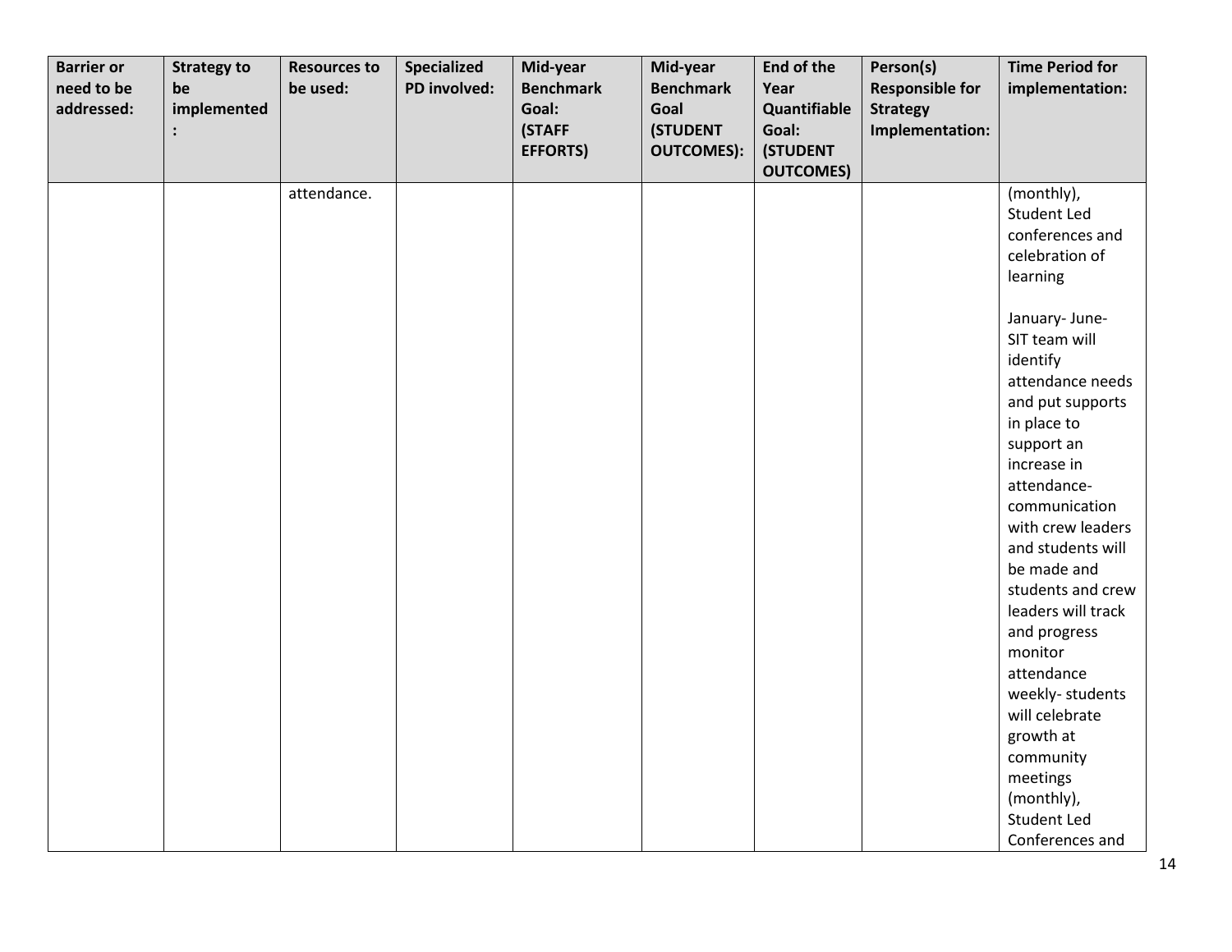| Barrier or need to be addressed: | Strategy to be implemented: | Resources to be used: | Specialized PD involved: | Mid-year Benchmark Goal: (STAFF EFFORTS) | Mid-year Benchmark Goal (STUDENT OUTCOMES): | End of the Year Quantifiable Goal: (STUDENT OUTCOMES) | Person(s) Responsible for Strategy Implementation: | Time Period for implementation: |
|---|---|---|---|---|---|---|---|---|
| | | attendance. | | | | | | (monthly), Student Led conferences and celebration of learning<br><br>January- June- SIT team will identify attendance needs and put supports in place to support an increase in attendance- communication with crew leaders and students will be made and students and crew leaders will track and progress monitor attendance weekly- students will celebrate growth at community meetings (monthly), Student Led Conferences and |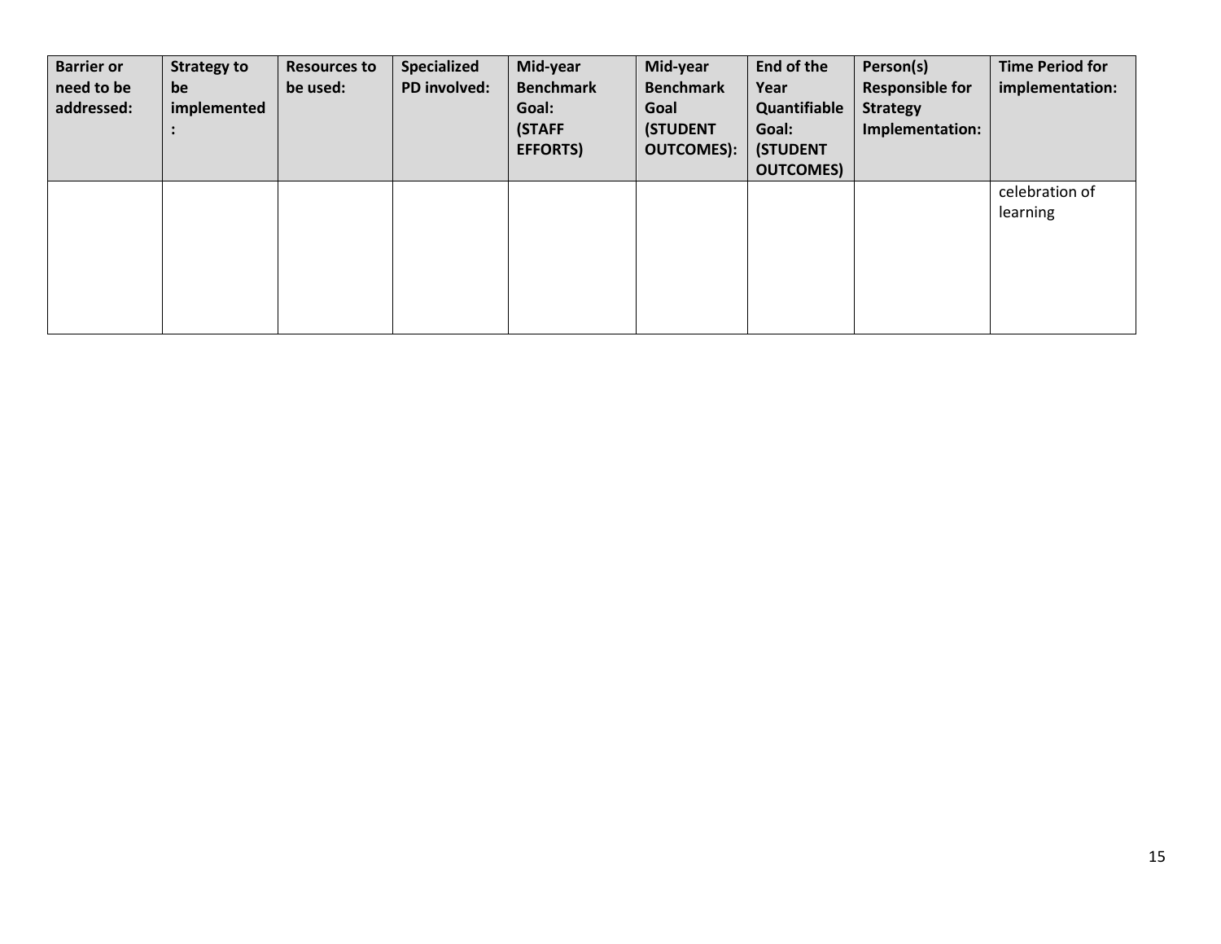| Barrier or need to be addressed: | Strategy to be implemented: | Resources to be used: | Specialized PD involved: | Mid-year Benchmark Goal: (STAFF EFFORTS) | Mid-year Benchmark Goal (STUDENT OUTCOMES): | End of the Year Quantifiable Goal: (STUDENT OUTCOMES) | Person(s) Responsible for Strategy Implementation: | Time Period for implementation: |
|---|---|---|---|---|---|---|---|---|
| | | | | | | | | celebration of learning |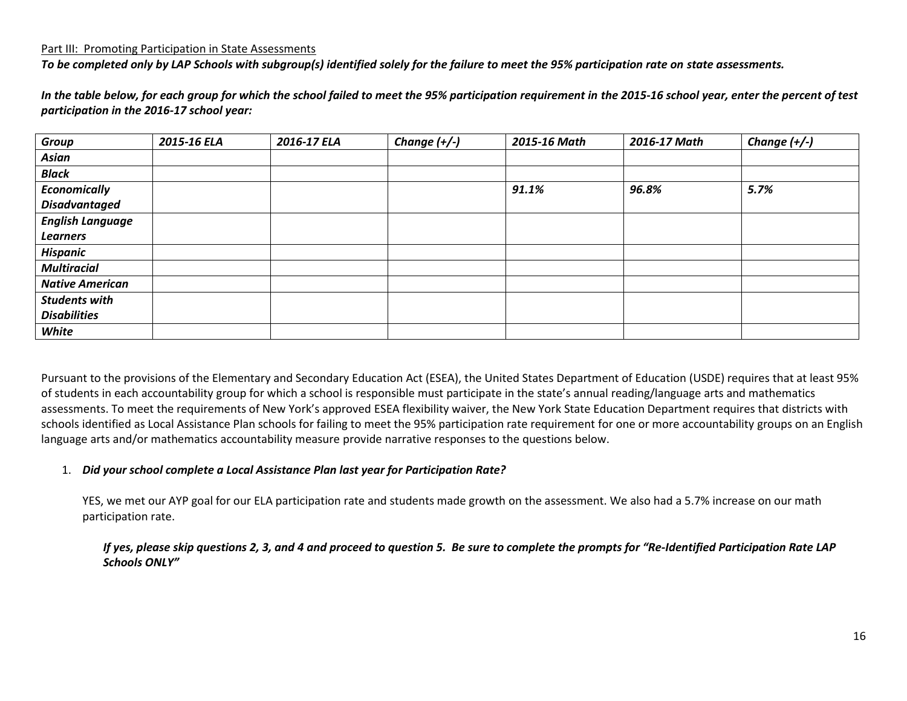Part III: Promoting Participation in State Assessments

***To be completed only by LAP Schools with subgroup(s) identified solely for the failure to meet the 95% participation rate on state assessments.***

***In the table below, for each group for which the school failed to meet the 95% participation requirement in the 2015-16 school year, enter the percent of test participation in the 2016-17 school year:***

| *Group* | *2015-16 ELA* | *2016-17 ELA* | *Change (+/-)* | *2015-16 Math* | *2016-17 Math* | *Change (+/-)* |
|---|---|---|---|---|---|---|
| ***Asian*** | | | | | | |
| ***Black*** | | | | | | |
| ***Economically Disadvantaged*** | | | | *91.1%* | *96.8%* | *5.7%* |
| ***English Language Learners*** | | | | | | |
| ***Hispanic*** | | | | | | |
| ***Multiracial*** | | | | | | |
| ***Native American*** | | | | | | |
| ***Students with Disabilities*** | | | | | | |
| ***White*** | | | | | | |

Pursuant to the provisions of the Elementary and Secondary Education Act (ESEA), the United States Department of Education (USDE) requires that at least 95% of students in each accountability group for which a school is responsible must participate in the state's annual reading/language arts and mathematics assessments. To meet the requirements of New York's approved ESEA flexibility waiver, the New York State Education Department requires that districts with schools identified as Local Assistance Plan schools for failing to meet the 95% participation rate requirement for one or more accountability groups on an English language arts and/or mathematics accountability measure provide narrative responses to the questions below.

1. ***Did your school complete a Local Assistance Plan last year for Participation Rate?***

   YES, we met our AYP goal for our ELA participation rate and students made growth on the assessment. We also had a 5.7% increase on our math participation rate.

   ***If yes, please skip questions 2, 3, and 4 and proceed to question 5. Be sure to complete the prompts for "Re-Identified Participation Rate LAP Schools ONLY"***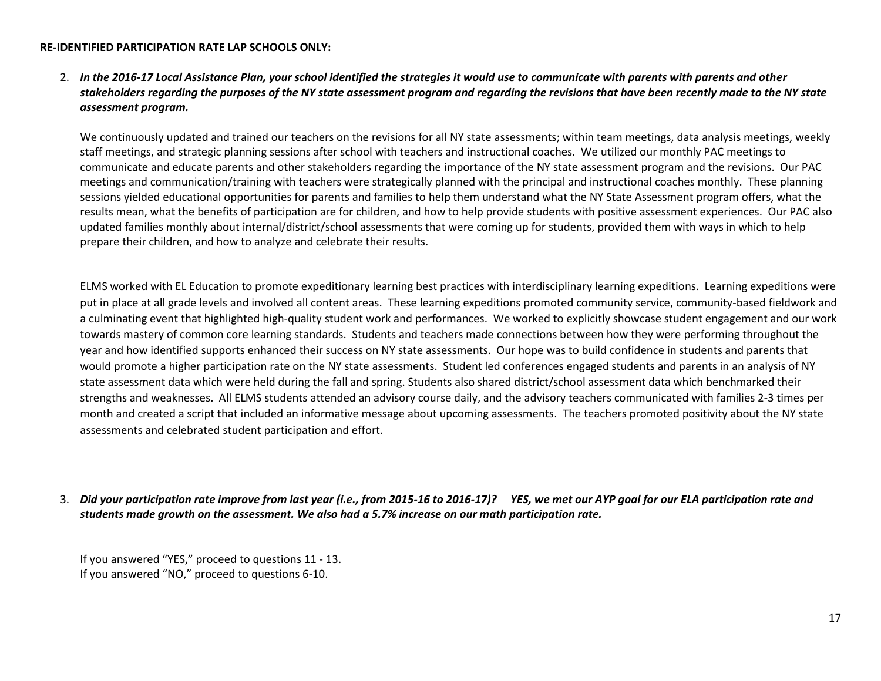**RE-IDENTIFIED PARTICIPATION RATE LAP SCHOOLS ONLY:**

2. ***In the 2016-17 Local Assistance Plan, your school identified the strategies it would use to communicate with parents with parents and other stakeholders regarding the purposes of the NY state assessment program and regarding the revisions that have been recently made to the NY state assessment program.***

   We continuously updated and trained our teachers on the revisions for all NY state assessments; within team meetings, data analysis meetings, weekly staff meetings, and strategic planning sessions after school with teachers and instructional coaches. We utilized our monthly PAC meetings to communicate and educate parents and other stakeholders regarding the importance of the NY state assessment program and the revisions. Our PAC meetings and communication/training with teachers were strategically planned with the principal and instructional coaches monthly. These planning sessions yielded educational opportunities for parents and families to help them understand what the NY State Assessment program offers, what the results mean, what the benefits of participation are for children, and how to help provide students with positive assessment experiences. Our PAC also updated families monthly about internal/district/school assessments that were coming up for students, provided them with ways in which to help prepare their children, and how to analyze and celebrate their results.

   ELMS worked with EL Education to promote expeditionary learning best practices with interdisciplinary learning expeditions. Learning expeditions were put in place at all grade levels and involved all content areas. These learning expeditions promoted community service, community-based fieldwork and a culminating event that highlighted high-quality student work and performances. We worked to explicitly showcase student engagement and our work towards mastery of common core learning standards. Students and teachers made connections between how they were performing throughout the year and how identified supports enhanced their success on NY state assessments. Our hope was to build confidence in students and parents that would promote a higher participation rate on the NY state assessments. Student led conferences engaged students and parents in an analysis of NY state assessment data which were held during the fall and spring. Students also shared district/school assessment data which benchmarked their strengths and weaknesses. All ELMS students attended an advisory course daily, and the advisory teachers communicated with families 2-3 times per month and created a script that included an informative message about upcoming assessments. The teachers promoted positivity about the NY state assessments and celebrated student participation and effort.

3. ***Did your participation rate improve from last year (i.e., from 2015-16 to 2016-17)? YES, we met our AYP goal for our ELA participation rate and students made growth on the assessment. We also had a 5.7% increase on our math participation rate.***

   If you answered "YES," proceed to questions 11 - 13.
   If you answered "NO," proceed to questions 6-10.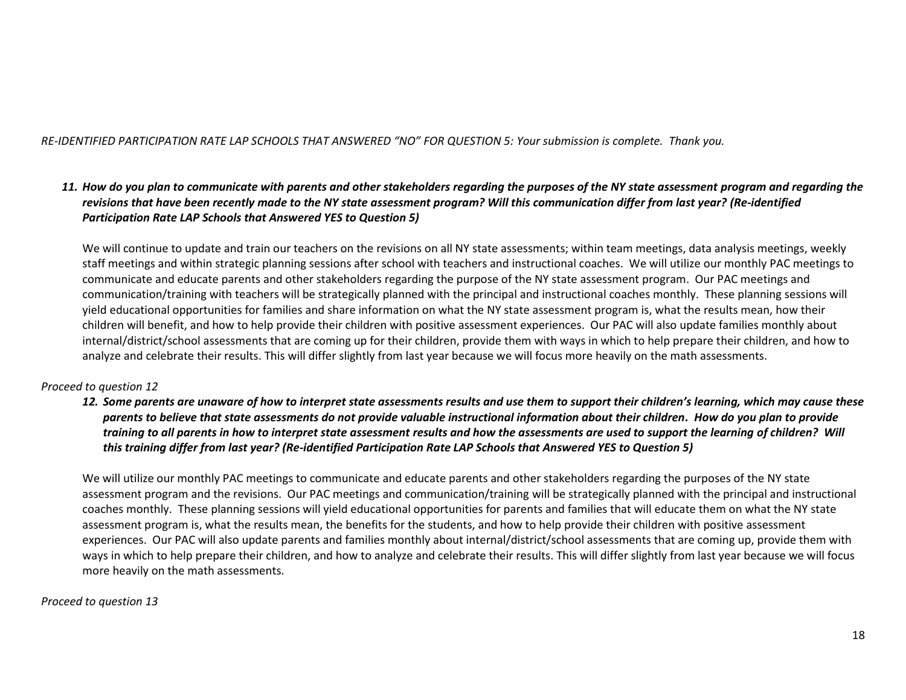*RE-IDENTIFIED PARTICIPATION RATE LAP SCHOOLS THAT ANSWERED "NO" FOR QUESTION 5: Your submission is complete. Thank you.*

11. ***How do you plan to communicate with parents and other stakeholders regarding the purposes of the NY state assessment program and regarding the revisions that have been recently made to the NY state assessment program? Will this communication differ from last year? (Re-identified Participation Rate LAP Schools that Answered YES to Question 5)***

    We will continue to update and train our teachers on the revisions on all NY state assessments; within team meetings, data analysis meetings, weekly staff meetings and within strategic planning sessions after school with teachers and instructional coaches. We will utilize our monthly PAC meetings to communicate and educate parents and other stakeholders regarding the purpose of the NY state assessment program. Our PAC meetings and communication/training with teachers will be strategically planned with the principal and instructional coaches monthly. These planning sessions will yield educational opportunities for families and share information on what the NY state assessment program is, what the results mean, how their children will benefit, and how to help provide their children with positive assessment experiences. Our PAC will also update families monthly about internal/district/school assessments that are coming up for their children, provide them with ways in which to help prepare their children, and how to analyze and celebrate their results. This will differ slightly from last year because we will focus more heavily on the math assessments.

*Proceed to question 12*

12. ***Some parents are unaware of how to interpret state assessments results and use them to support their children's learning, which may cause these parents to believe that state assessments do not provide valuable instructional information about their children. How do you plan to provide training to all parents in how to interpret state assessment results and how the assessments are used to support the learning of children? Will this training differ from last year? (Re-identified Participation Rate LAP Schools that Answered YES to Question 5)***

    We will utilize our monthly PAC meetings to communicate and educate parents and other stakeholders regarding the purposes of the NY state assessment program and the revisions. Our PAC meetings and communication/training will be strategically planned with the principal and instructional coaches monthly. These planning sessions will yield educational opportunities for parents and families that will educate them on what the NY state assessment program is, what the results mean, the benefits for the students, and how to help provide their children with positive assessment experiences. Our PAC will also update parents and families monthly about internal/district/school assessments that are coming up, provide them with ways in which to help prepare their children, and how to analyze and celebrate their results. This will differ slightly from last year because we will focus more heavily on the math assessments.

*Proceed to question 13*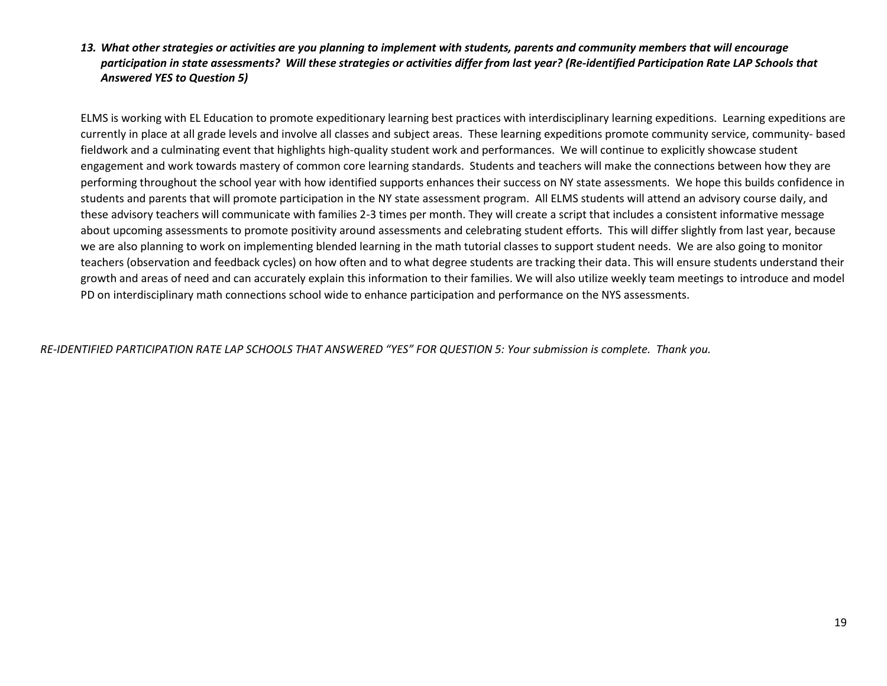***13. What other strategies or activities are you planning to implement with students, parents and community members that will encourage participation in state assessments? Will these strategies or activities differ from last year? (Re-identified Participation Rate LAP Schools that Answered YES to Question 5)***

ELMS is working with EL Education to promote expeditionary learning best practices with interdisciplinary learning expeditions. Learning expeditions are currently in place at all grade levels and involve all classes and subject areas. These learning expeditions promote community service, community- based fieldwork and a culminating event that highlights high-quality student work and performances. We will continue to explicitly showcase student engagement and work towards mastery of common core learning standards. Students and teachers will make the connections between how they are performing throughout the school year with how identified supports enhances their success on NY state assessments. We hope this builds confidence in students and parents that will promote participation in the NY state assessment program. All ELMS students will attend an advisory course daily, and these advisory teachers will communicate with families 2-3 times per month. They will create a script that includes a consistent informative message about upcoming assessments to promote positivity around assessments and celebrating student efforts. This will differ slightly from last year, because we are also planning to work on implementing blended learning in the math tutorial classes to support student needs. We are also going to monitor teachers (observation and feedback cycles) on how often and to what degree students are tracking their data. This will ensure students understand their growth and areas of need and can accurately explain this information to their families. We will also utilize weekly team meetings to introduce and model PD on interdisciplinary math connections school wide to enhance participation and performance on the NYS assessments.

*RE-IDENTIFIED PARTICIPATION RATE LAP SCHOOLS THAT ANSWERED "YES" FOR QUESTION 5: Your submission is complete. Thank you.*